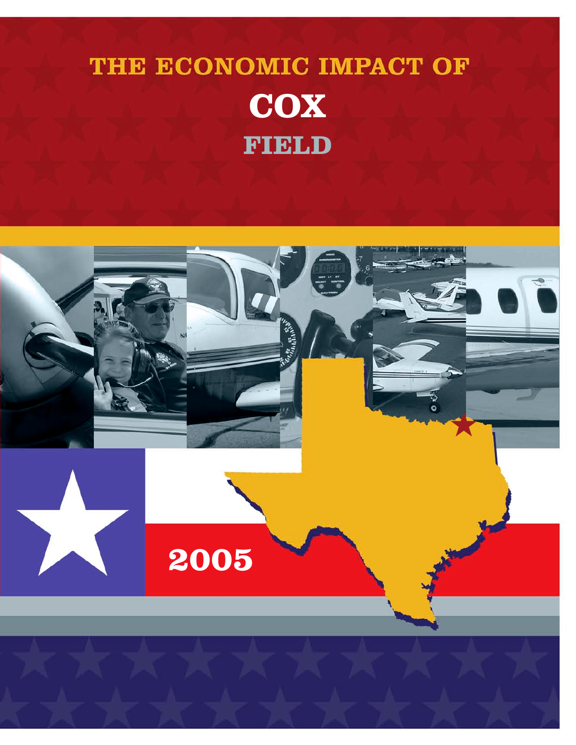# THE ECONOMIC IMPACT OF COX FIELD

2005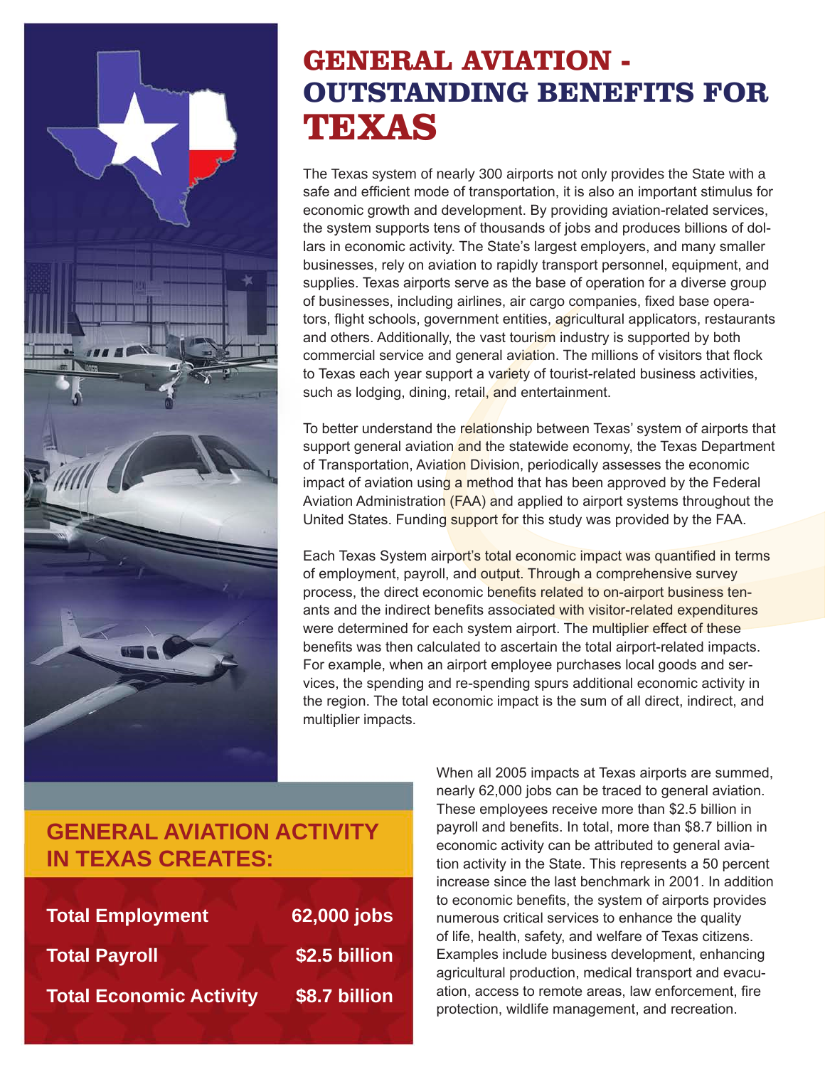# GENERAL AVIATION - OUTSTANDING BENEFITS FOR TEXAS

The Texas system of nearly 300 airports not only provides the State with a safe and efficient mode of transportation, it is also an important stimulus for economic growth and development. By providing aviation-related services, the system supports tens of thousands of jobs and produces billions of dollars in economic activity. The State's largest employers, and many smaller businesses, rely on aviation to rapidly transport personnel, equipment, and supplies. Texas airports serve as the base of operation for a diverse group of businesses, including airlines, air cargo companies, fixed base operators, flight schools, government entities, agricultural applicators, restaurants and others. Additionally, the vast tourism industry is supported by both commercial service and general aviation. The millions of visitors that flock to Texas each year support a variety of tourist-related business activities, such as lodging, dining, retail, and entertainment.

To better understand the relationship between Texas' system of airports that support general aviation and the statewide economy, the Texas Department of Transportation, Aviation Division, periodically assesses the economic impact of aviation using a method that has been approved by the Federal Aviation Administration (FAA) and applied to airport systems throughout the United States. Funding support for this study was provided by the FAA.

Each Texas System airport's total economic impact was quantified in terms of employment, payroll, and output. Through a comprehensive survey process, the direct economic benefits related to on-airport business tenants and the indirect benefits associated with visitor-related expenditures were determined for each system airport. The multiplier effect of these benefits was then calculated to ascertain the total airport-related impacts. For example, when an airport employee purchases local goods and services, the spending and re-spending spurs additional economic activity in the region. The total economic impact is the sum of all direct, indirect, and multiplier impacts.

When all 2005 impacts at Texas airports are summed, nearly 62,000 jobs can be traced to general aviation. These employees receive more than $2.5 billion in payroll and benefits. In total, more than $8.7 billion in economic activity can be attributed to general aviation activity in the State. This represents a 50 percent increase since the last benchmark in 2001. In addition to economic benefits, the system of airports provides numerous critical services to enhance the quality of life, health, safety, and welfare of Texas citizens. Examples include business development, enhancing agricultural production, medical transport and evacuation, access to remote areas, law enforcement, fire protection, wildlife management, and recreation.

## GENERAL AVIATION ACTIVITY IN TEXAS CREATES:

| | |
|---|---|
| **Total Employment** | **62,000 jobs** |
| **Total Payroll** | **$2.5 billion** |
| **Total Economic Activity** | **$8.7 billion** |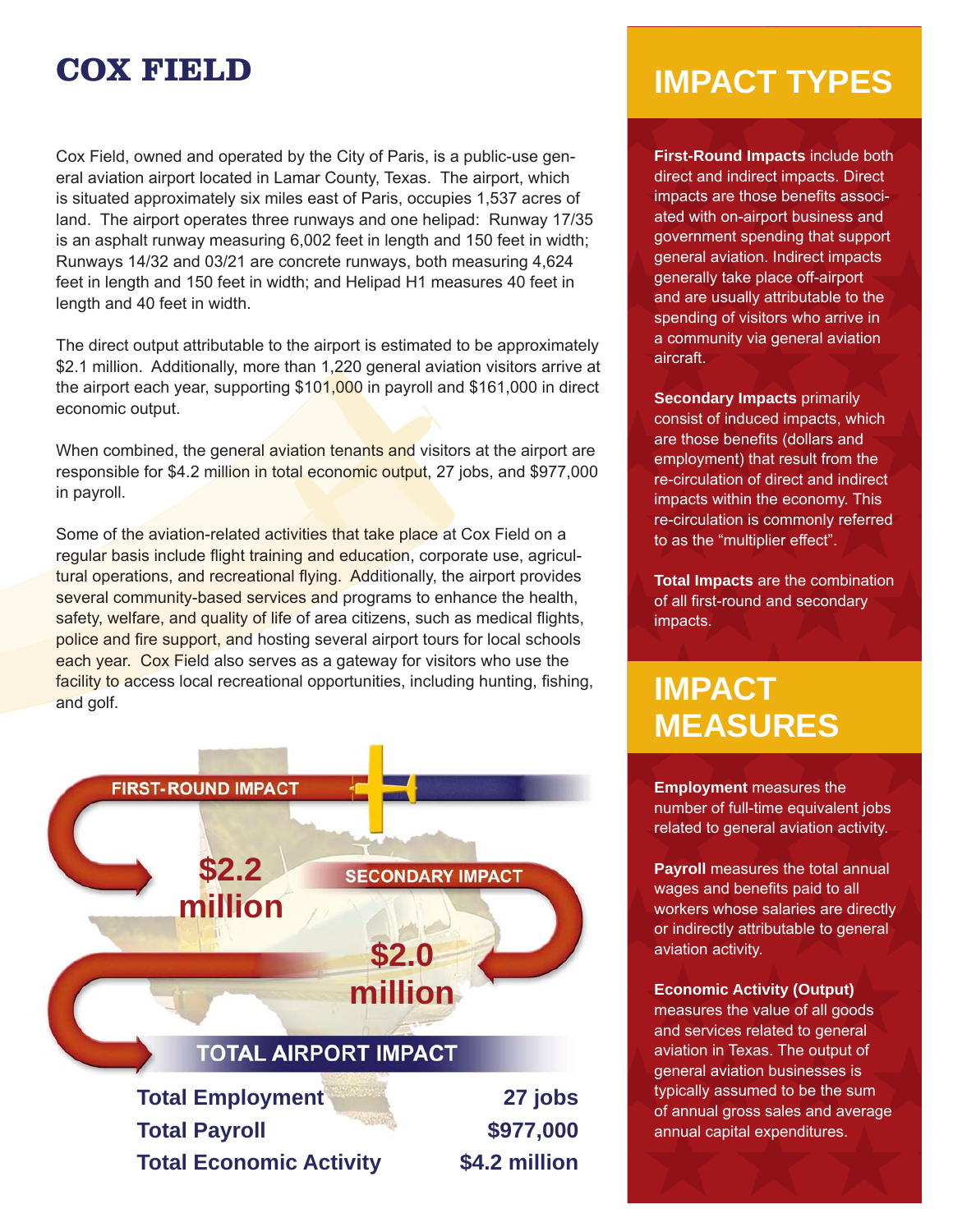# COX FIELD

Cox Field, owned and operated by the City of Paris, is a public-use general aviation airport located in Lamar County, Texas. The airport, which is situated approximately six miles east of Paris, occupies 1,537 acres of land. The airport operates three runways and one helipad: Runway 17/35 is an asphalt runway measuring 6,002 feet in length and 150 feet in width; Runways 14/32 and 03/21 are concrete runways, both measuring 4,624 feet in length and 150 feet in width; and Helipad H1 measures 40 feet in length and 40 feet in width.

The direct output attributable to the airport is estimated to be approximately $2.1 million. Additionally, more than 1,220 general aviation visitors arrive at the airport each year, supporting $101,000 in payroll and $161,000 in direct economic output.

When combined, the general aviation tenants and visitors at the airport are responsible for $4.2 million in total economic output, 27 jobs, and $977,000 in payroll.

Some of the aviation-related activities that take place at Cox Field on a regular basis include flight training and education, corporate use, agricultural operations, and recreational flying. Additionally, the airport provides several community-based services and programs to enhance the health, safety, welfare, and quality of life of area citizens, such as medical flights, police and fire support, and hosting several airport tours for local schools each year. Cox Field also serves as a gateway for visitors who use the facility to access local recreational opportunities, including hunting, fishing, and golf.

FIRST-ROUND IMPACT

$2.2 million

SECONDARY IMPACT

$2.0 million

TOTAL AIRPORT IMPACT

| | |
|---|---|
| **Total Employment** | **27 jobs** |
| **Total Payroll** | **$977,000** |
| **Total Economic Activity** | **$4.2 million** |

## IMPACT TYPES

**First-Round Impacts** include both direct and indirect impacts. Direct impacts are those benefits associated with on-airport business and government spending that support general aviation. Indirect impacts generally take place off-airport and are usually attributable to the spending of visitors who arrive in a community via general aviation aircraft.

**Secondary Impacts** primarily consist of induced impacts, which are those benefits (dollars and employment) that result from the re-circulation of direct and indirect impacts within the economy. This re-circulation is commonly referred to as the "multiplier effect".

**Total Impacts** are the combination of all first-round and secondary impacts.

## IMPACT MEASURES

**Employment** measures the number of full-time equivalent jobs related to general aviation activity.

**Payroll** measures the total annual wages and benefits paid to all workers whose salaries are directly or indirectly attributable to general aviation activity.

**Economic Activity (Output)** measures the value of all goods and services related to general aviation in Texas. The output of general aviation businesses is typically assumed to be the sum of annual gross sales and average annual capital expenditures.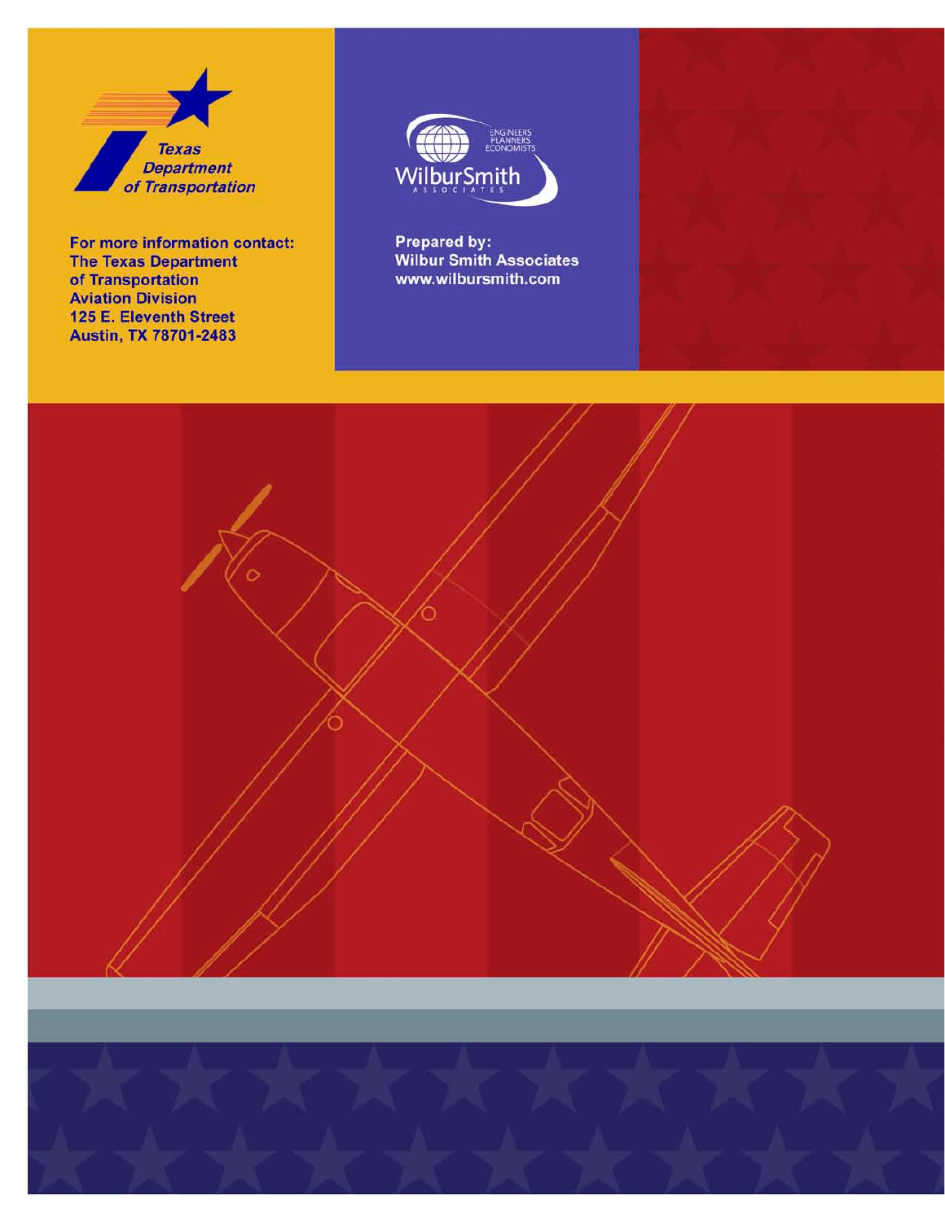Texas Department of Transportation

For more information contact:
The Texas Department
of Transportation
Aviation Division
125 E. Eleventh Street
Austin, TX 78701-2483

WilburSmith Associates — Engineers Planners Economists

Prepared by:
Wilbur Smith Associates
www.wilbursmith.com